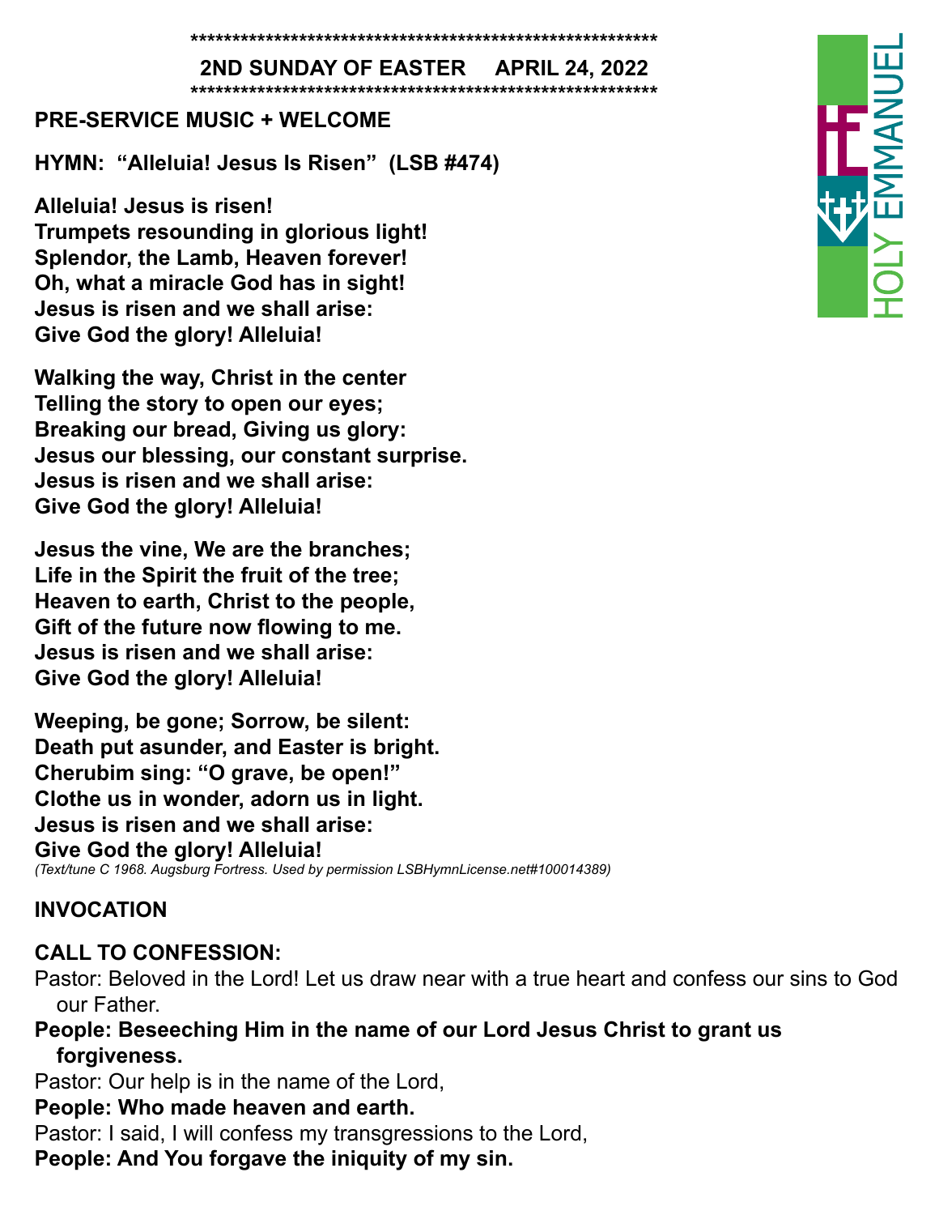*********************************************************

## 2ND SUNDAY OF EASTER APRIL 24, 2022

*********************************************************

**PRE-SERVICE MUSIC + WELCOME**

**HYMN: "Alleluia! Jesus Is Risen" (LSB #474)**

**Alleluia! Jesus is risen!**
**Trumpets resounding in glorious light!**
**Splendor, the Lamb, Heaven forever!**
**Oh, what a miracle God has in sight!**
**Jesus is risen and we shall arise:**
**Give God the glory! Alleluia!**

**Walking the way, Christ in the center**
**Telling the story to open our eyes;**
**Breaking our bread, Giving us glory:**
**Jesus our blessing, our constant surprise.**
**Jesus is risen and we shall arise:**
**Give God the glory! Alleluia!**

**Jesus the vine, We are the branches;**
**Life in the Spirit the fruit of the tree;**
**Heaven to earth, Christ to the people,**
**Gift of the future now flowing to me.**
**Jesus is risen and we shall arise:**
**Give God the glory! Alleluia!**

**Weeping, be gone; Sorrow, be silent:**
**Death put asunder, and Easter is bright.**
**Cherubim sing: "O grave, be open!"**
**Clothe us in wonder, adorn us in light.**
**Jesus is risen and we shall arise:**
**Give God the glory! Alleluia!**
*(Text/tune C 1968. Augsburg Fortress. Used by permission LSBHymnLicense.net#100014389)*

**INVOCATION**

**CALL TO CONFESSION:**

Pastor: Beloved in the Lord! Let us draw near with a true heart and confess our sins to God our Father.

**People: Beseeching Him in the name of our Lord Jesus Christ to grant us forgiveness.**

Pastor: Our help is in the name of the Lord,

**People: Who made heaven and earth.**

Pastor: I said, I will confess my transgressions to the Lord,

**People: And You forgave the iniquity of my sin.**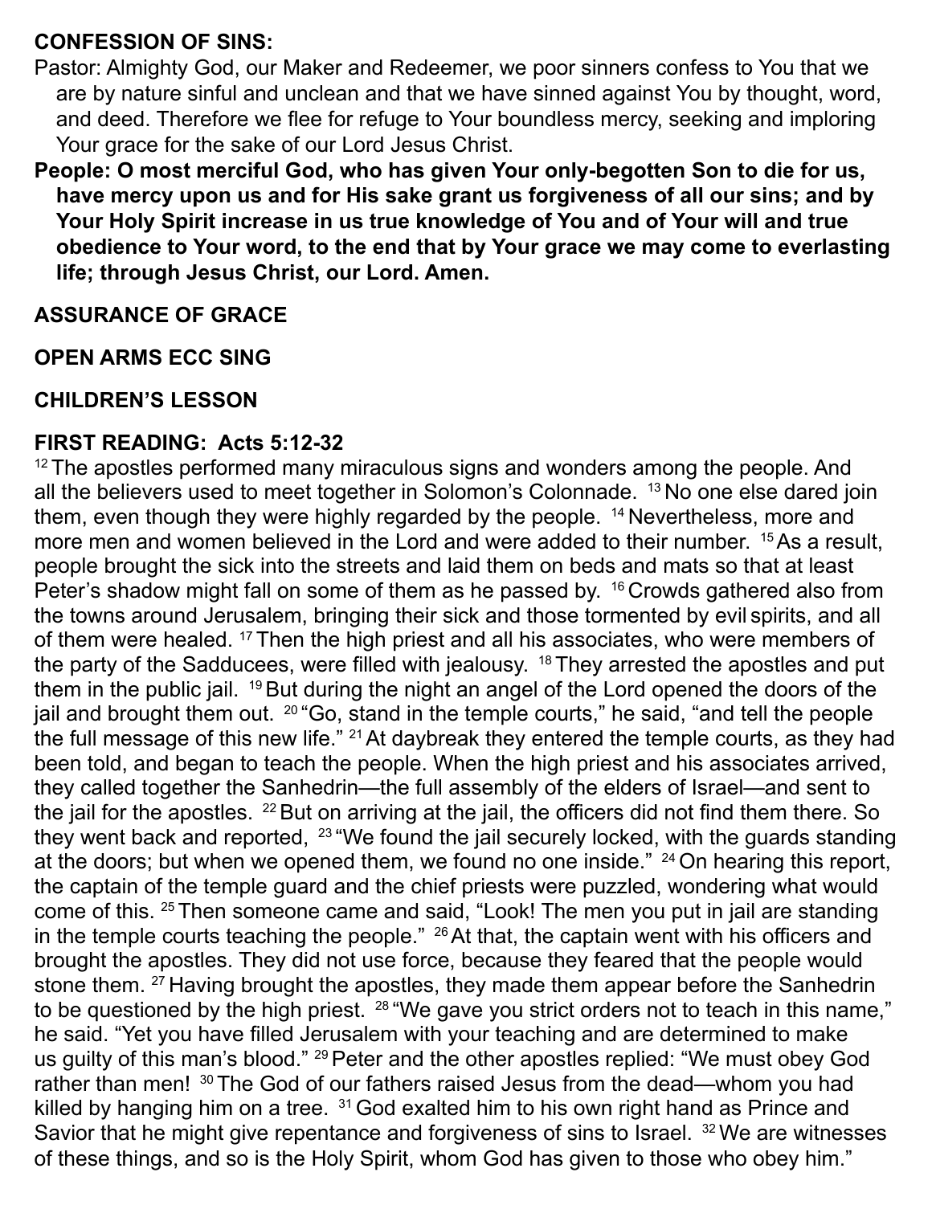**CONFESSION OF SINS:**

Pastor: Almighty God, our Maker and Redeemer, we poor sinners confess to You that we are by nature sinful and unclean and that we have sinned against You by thought, word, and deed. Therefore we flee for refuge to Your boundless mercy, seeking and imploring Your grace for the sake of our Lord Jesus Christ.

**People: O most merciful God, who has given Your only-begotten Son to die for us, have mercy upon us and for His sake grant us forgiveness of all our sins; and by Your Holy Spirit increase in us true knowledge of You and of Your will and true obedience to Your word, to the end that by Your grace we may come to everlasting life; through Jesus Christ, our Lord. Amen.**

**ASSURANCE OF GRACE**

**OPEN ARMS ECC SING**

**CHILDREN'S LESSON**

**FIRST READING: Acts 5:12-32**

[12] The apostles performed many miraculous signs and wonders among the people. And all the believers used to meet together in Solomon's Colonnade. [13] No one else dared join them, even though they were highly regarded by the people. [14] Nevertheless, more and more men and women believed in the Lord and were added to their number. [15] As a result, people brought the sick into the streets and laid them on beds and mats so that at least Peter's shadow might fall on some of them as he passed by. [16] Crowds gathered also from the towns around Jerusalem, bringing their sick and those tormented by evil spirits, and all of them were healed. [17] Then the high priest and all his associates, who were members of the party of the Sadducees, were filled with jealousy. [18] They arrested the apostles and put them in the public jail. [19] But during the night an angel of the Lord opened the doors of the jail and brought them out. [20] "Go, stand in the temple courts," he said, "and tell the people the full message of this new life." [21] At daybreak they entered the temple courts, as they had been told, and began to teach the people. When the high priest and his associates arrived, they called together the Sanhedrin—the full assembly of the elders of Israel—and sent to the jail for the apostles. [22] But on arriving at the jail, the officers did not find them there. So they went back and reported, [23] "We found the jail securely locked, with the guards standing at the doors; but when we opened them, we found no one inside." [24] On hearing this report, the captain of the temple guard and the chief priests were puzzled, wondering what would come of this. [25] Then someone came and said, "Look! The men you put in jail are standing in the temple courts teaching the people." [26] At that, the captain went with his officers and brought the apostles. They did not use force, because they feared that the people would stone them. [27] Having brought the apostles, they made them appear before the Sanhedrin to be questioned by the high priest. [28] "We gave you strict orders not to teach in this name," he said. "Yet you have filled Jerusalem with your teaching and are determined to make us guilty of this man's blood." [29] Peter and the other apostles replied: "We must obey God rather than men! [30] The God of our fathers raised Jesus from the dead—whom you had killed by hanging him on a tree. [31] God exalted him to his own right hand as Prince and Savior that he might give repentance and forgiveness of sins to Israel. [32] We are witnesses of these things, and so is the Holy Spirit, whom God has given to those who obey him."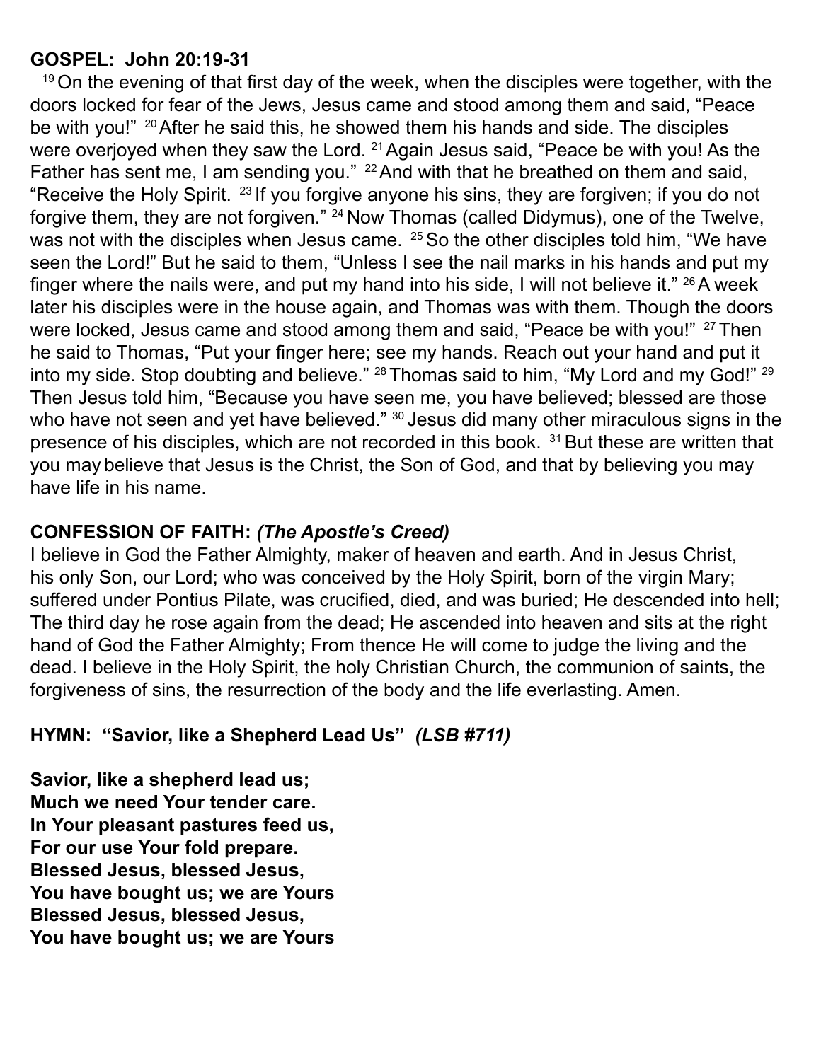**GOSPEL: John 20:19-31**

[19] On the evening of that first day of the week, when the disciples were together, with the doors locked for fear of the Jews, Jesus came and stood among them and said, "Peace be with you!" [20] After he said this, he showed them his hands and side. The disciples were overjoyed when they saw the Lord. [21] Again Jesus said, "Peace be with you! As the Father has sent me, I am sending you." [22] And with that he breathed on them and said, "Receive the Holy Spirit. [23] If you forgive anyone his sins, they are forgiven; if you do not forgive them, they are not forgiven." [24] Now Thomas (called Didymus), one of the Twelve, was not with the disciples when Jesus came. [25] So the other disciples told him, "We have seen the Lord!" But he said to them, "Unless I see the nail marks in his hands and put my finger where the nails were, and put my hand into his side, I will not believe it." [26] A week later his disciples were in the house again, and Thomas was with them. Though the doors were locked, Jesus came and stood among them and said, "Peace be with you!" [27] Then he said to Thomas, "Put your finger here; see my hands. Reach out your hand and put it into my side. Stop doubting and believe." [28] Thomas said to him, "My Lord and my God!" [29] Then Jesus told him, "Because you have seen me, you have believed; blessed are those who have not seen and yet have believed." [30] Jesus did many other miraculous signs in the presence of his disciples, which are not recorded in this book. [31] But these are written that you may believe that Jesus is the Christ, the Son of God, and that by believing you may have life in his name.

**CONFESSION OF FAITH:** ***(The Apostle's Creed)***

I believe in God the Father Almighty, maker of heaven and earth. And in Jesus Christ, his only Son, our Lord; who was conceived by the Holy Spirit, born of the virgin Mary; suffered under Pontius Pilate, was crucified, died, and was buried; He descended into hell; The third day he rose again from the dead; He ascended into heaven and sits at the right hand of God the Father Almighty; From thence He will come to judge the living and the dead. I believe in the Holy Spirit, the holy Christian Church, the communion of saints, the forgiveness of sins, the resurrection of the body and the life everlasting. Amen.

**HYMN: "Savior, like a Shepherd Lead Us"** ***(LSB #711)***

**Savior, like a shepherd lead us;**
**Much we need Your tender care.**
**In Your pleasant pastures feed us,**
**For our use Your fold prepare.**
**Blessed Jesus, blessed Jesus,**
**You have bought us; we are Yours**
**Blessed Jesus, blessed Jesus,**
**You have bought us; we are Yours**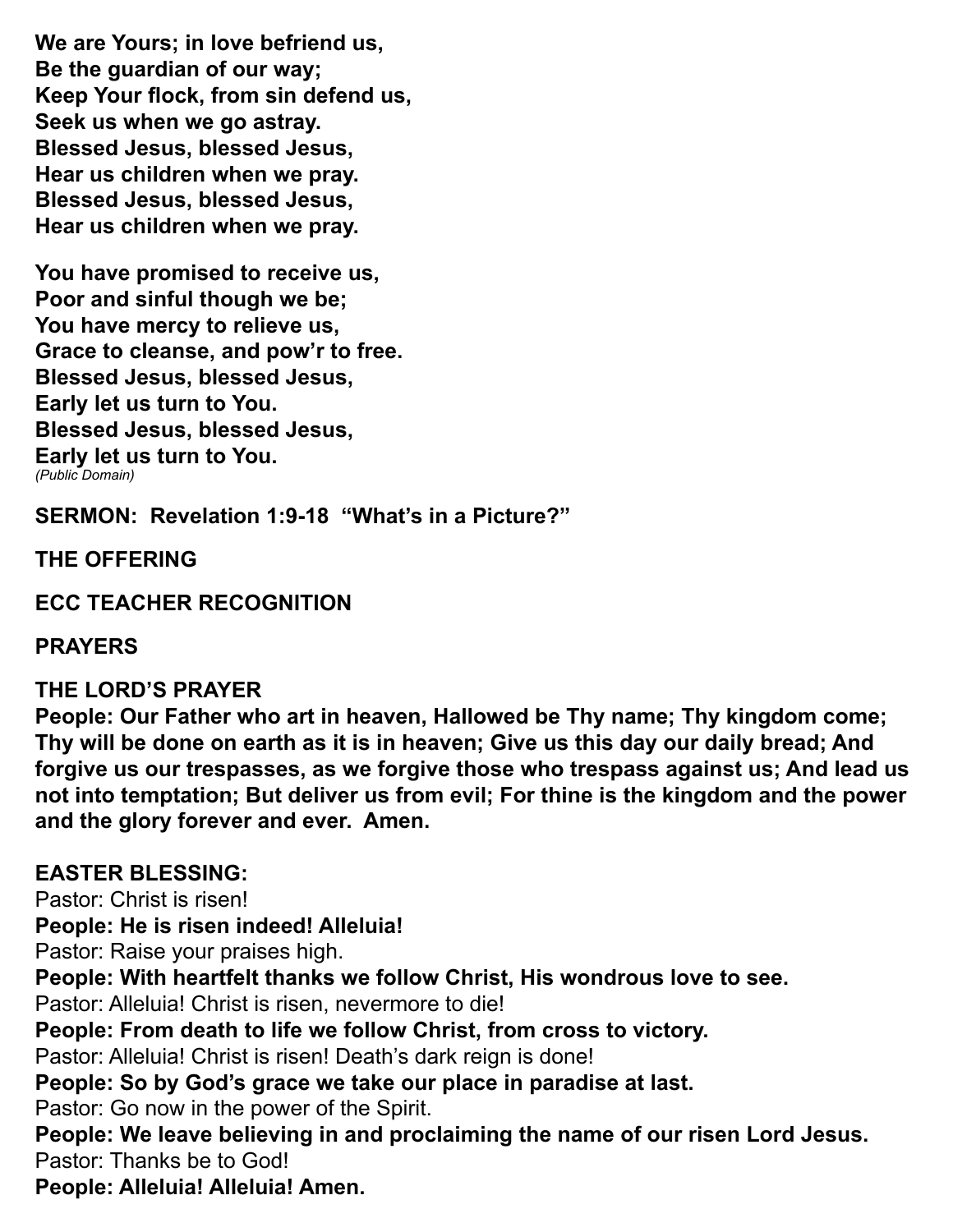**We are Yours; in love befriend us,**
**Be the guardian of our way;**
**Keep Your flock, from sin defend us,**
**Seek us when we go astray.**
**Blessed Jesus, blessed Jesus,**
**Hear us children when we pray.**
**Blessed Jesus, blessed Jesus,**
**Hear us children when we pray.**

**You have promised to receive us,**
**Poor and sinful though we be;**
**You have mercy to relieve us,**
**Grace to cleanse, and pow'r to free.**
**Blessed Jesus, blessed Jesus,**
**Early let us turn to You.**
**Blessed Jesus, blessed Jesus,**
**Early let us turn to You.**
*(Public Domain)*

**SERMON: Revelation 1:9-18 "What's in a Picture?"**

**THE OFFERING**

**ECC TEACHER RECOGNITION**

**PRAYERS**

**THE LORD'S PRAYER**
**People: Our Father who art in heaven, Hallowed be Thy name; Thy kingdom come; Thy will be done on earth as it is in heaven; Give us this day our daily bread; And forgive us our trespasses, as we forgive those who trespass against us; And lead us not into temptation; But deliver us from evil; For thine is the kingdom and the power and the glory forever and ever. Amen.**

**EASTER BLESSING:**
Pastor: Christ is risen!
**People: He is risen indeed! Alleluia!**
Pastor: Raise your praises high.
**People: With heartfelt thanks we follow Christ, His wondrous love to see.**
Pastor: Alleluia! Christ is risen, nevermore to die!
**People: From death to life we follow Christ, from cross to victory.**
Pastor: Alleluia! Christ is risen! Death's dark reign is done!
**People: So by God's grace we take our place in paradise at last.**
Pastor: Go now in the power of the Spirit.
**People: We leave believing in and proclaiming the name of our risen Lord Jesus.**
Pastor: Thanks be to God!
**People: Alleluia! Alleluia! Amen.**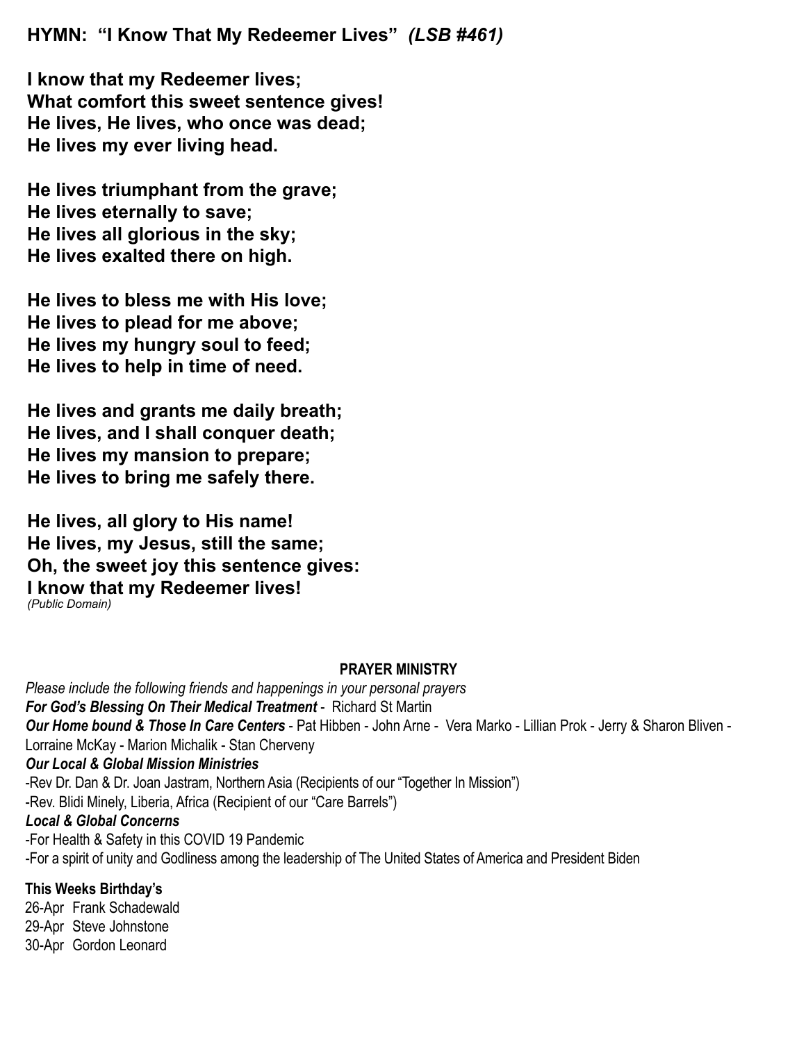## HYMN: "I Know That My Redeemer Lives" *(LSB #461)*

**I know that my Redeemer lives;**
**What comfort this sweet sentence gives!**
**He lives, He lives, who once was dead;**
**He lives my ever living head.**

**He lives triumphant from the grave;**
**He lives eternally to save;**
**He lives all glorious in the sky;**
**He lives exalted there on high.**

**He lives to bless me with His love;**
**He lives to plead for me above;**
**He lives my hungry soul to feed;**
**He lives to help in time of need.**

**He lives and grants me daily breath;**
**He lives, and I shall conquer death;**
**He lives my mansion to prepare;**
**He lives to bring me safely there.**

**He lives, all glory to His name!**
**He lives, my Jesus, still the same;**
**Oh, the sweet joy this sentence gives:**
**I know that my Redeemer lives!**
*(Public Domain)*

### PRAYER MINISTRY

*Please include the following friends and happenings in your personal prayers*

***For God's Blessing On Their Medical Treatment*** - Richard St Martin

***Our Home bound & Those In Care Centers*** - Pat Hibben - John Arne - Vera Marko - Lillian Prok - Jerry & Sharon Bliven - Lorraine McKay - Marion Michalik - Stan Cherveny

***Our Local & Global Mission Ministries***

-Rev Dr. Dan & Dr. Joan Jastram, Northern Asia (Recipients of our "Together In Mission")

-Rev. Blidi Minely, Liberia, Africa (Recipient of our "Care Barrels")

***Local & Global Concerns***

-For Health & Safety in this COVID 19 Pandemic

-For a spirit of unity and Godliness among the leadership of The United States of America and President Biden

**This Weeks Birthday's**

26-Apr Frank Schadewald
29-Apr Steve Johnstone
30-Apr Gordon Leonard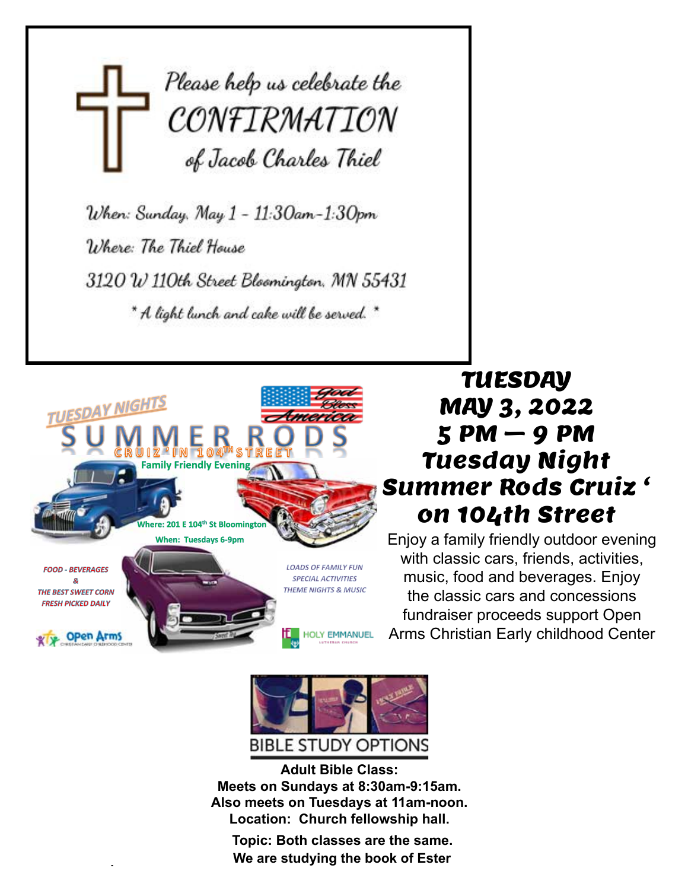Please help us celebrate the

# CONFIRMATION

of Jacob Charles Thiel

When: Sunday, May 1 - 11:30am-1:30pm

Where: The Thiel House

3120 W 110th Street Bloomington, MN 55431

\* A light lunch and cake will be served. \*

TUESDAY NIGHTS

SUMMER RODS

CRUIZ 'IN 104TH STREET

Family Friendly Evening

God Bless America

Where: 201 E 104th St Bloomington

When: Tuesdays 6-9pm

*FOOD - BEVERAGES & THE BEST SWEET CORN FRESH PICKED DAILY*

*LOADS OF FAMILY FUN SPECIAL ACTIVITIES THEME NIGHTS & MUSIC*

Open Arms Christian Early Childhood Center

Holy Emmanuel Lutheran Church

## TUESDAY MAY 3, 2022 5 PM — 9 PM Tuesday Night Summer Rods Cruiz ' on 104th Street

Enjoy a family friendly outdoor evening with classic cars, friends, activities, music, food and beverages. Enjoy the classic cars and concessions fundraiser proceeds support Open Arms Christian Early childhood Center

## BIBLE STUDY OPTIONS

**Adult Bible Class:**
**Meets on Sundays at 8:30am-9:15am.**
**Also meets on Tuesdays at 11am-noon.**
**Location: Church fellowship hall.**

**Topic: Both classes are the same.**
**We are studying the book of Ester**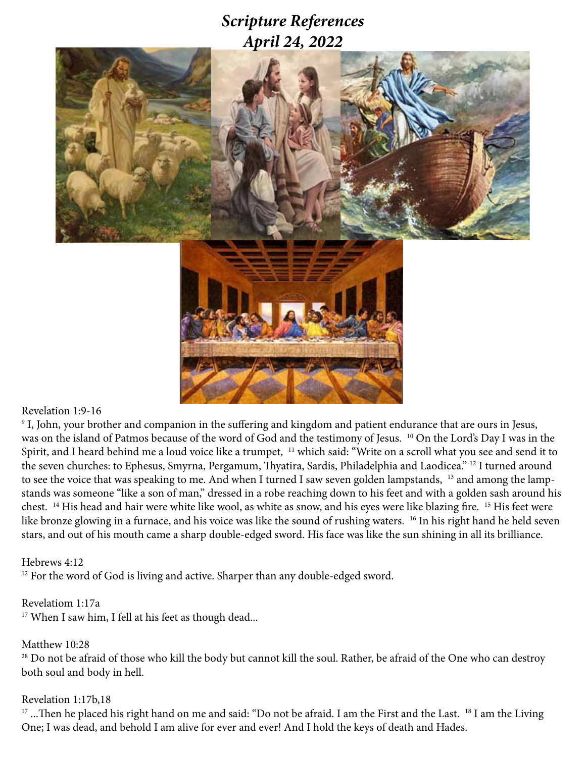# *Scripture References*
# *April 24, 2022*

Revelation 1:9-16

[9] I, John, your brother and companion in the suffering and kingdom and patient endurance that are ours in Jesus, was on the island of Patmos because of the word of God and the testimony of Jesus. [10] On the Lord's Day I was in the Spirit, and I heard behind me a loud voice like a trumpet, [11] which said: "Write on a scroll what you see and send it to the seven churches: to Ephesus, Smyrna, Pergamum, Thyatira, Sardis, Philadelphia and Laodicea." [12] I turned around to see the voice that was speaking to me. And when I turned I saw seven golden lampstands, [13] and among the lampstands was someone "like a son of man," dressed in a robe reaching down to his feet and with a golden sash around his chest. [14] His head and hair were white like wool, as white as snow, and his eyes were like blazing fire. [15] His feet were like bronze glowing in a furnace, and his voice was like the sound of rushing waters. [16] In his right hand he held seven stars, and out of his mouth came a sharp double-edged sword. His face was like the sun shining in all its brilliance.

Hebrews 4:12

[12] For the word of God is living and active. Sharper than any double-edged sword.

Revelatiom 1:17a

[17] When I saw him, I fell at his feet as though dead...

Matthew 10:28

[28] Do not be afraid of those who kill the body but cannot kill the soul. Rather, be afraid of the One who can destroy both soul and body in hell.

Revelation 1:17b,18

[17] ...Then he placed his right hand on me and said: "Do not be afraid. I am the First and the Last. [18] I am the Living One; I was dead, and behold I am alive for ever and ever! And I hold the keys of death and Hades.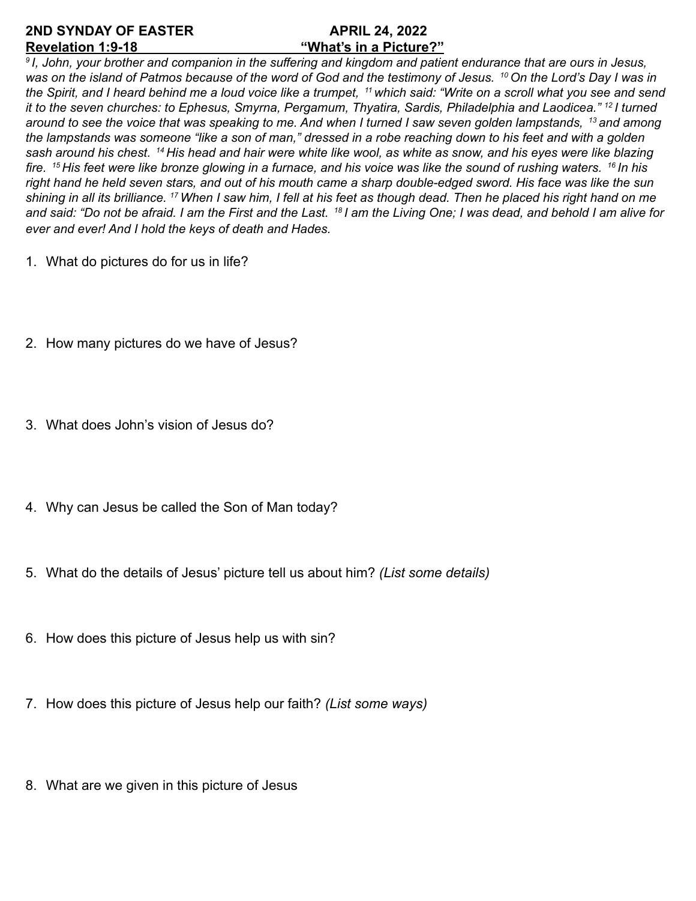**2ND SYNDAY OF EASTER APRIL 24, 2022**

**Revelation 1:9-18 “What’s in a Picture?”**

*[9] I, John, your brother and companion in the suffering and kingdom and patient endurance that are ours in Jesus, was on the island of Patmos because of the word of God and the testimony of Jesus. [10] On the Lord’s Day I was in the Spirit, and I heard behind me a loud voice like a trumpet, [11] which said: “Write on a scroll what you see and send it to the seven churches: to Ephesus, Smyrna, Pergamum, Thyatira, Sardis, Philadelphia and Laodicea.” [12] I turned around to see the voice that was speaking to me. And when I turned I saw seven golden lampstands, [13] and among the lampstands was someone “like a son of man,” dressed in a robe reaching down to his feet and with a golden sash around his chest. [14] His head and hair were white like wool, as white as snow, and his eyes were like blazing fire. [15] His feet were like bronze glowing in a furnace, and his voice was like the sound of rushing waters. [16] In his right hand he held seven stars, and out of his mouth came a sharp double-edged sword. His face was like the sun shining in all its brilliance. [17] When I saw him, I fell at his feet as though dead. Then he placed his right hand on me and said: “Do not be afraid. I am the First and the Last. [18] I am the Living One; I was dead, and behold I am alive for ever and ever! And I hold the keys of death and Hades.*

1. What do pictures do for us in life?
2. How many pictures do we have of Jesus?
3. What does John’s vision of Jesus do?
4. Why can Jesus be called the Son of Man today?
5. What do the details of Jesus’ picture tell us about him? *(List some details)*
6. How does this picture of Jesus help us with sin?
7. How does this picture of Jesus help our faith? *(List some ways)*
8. What are we given in this picture of Jesus